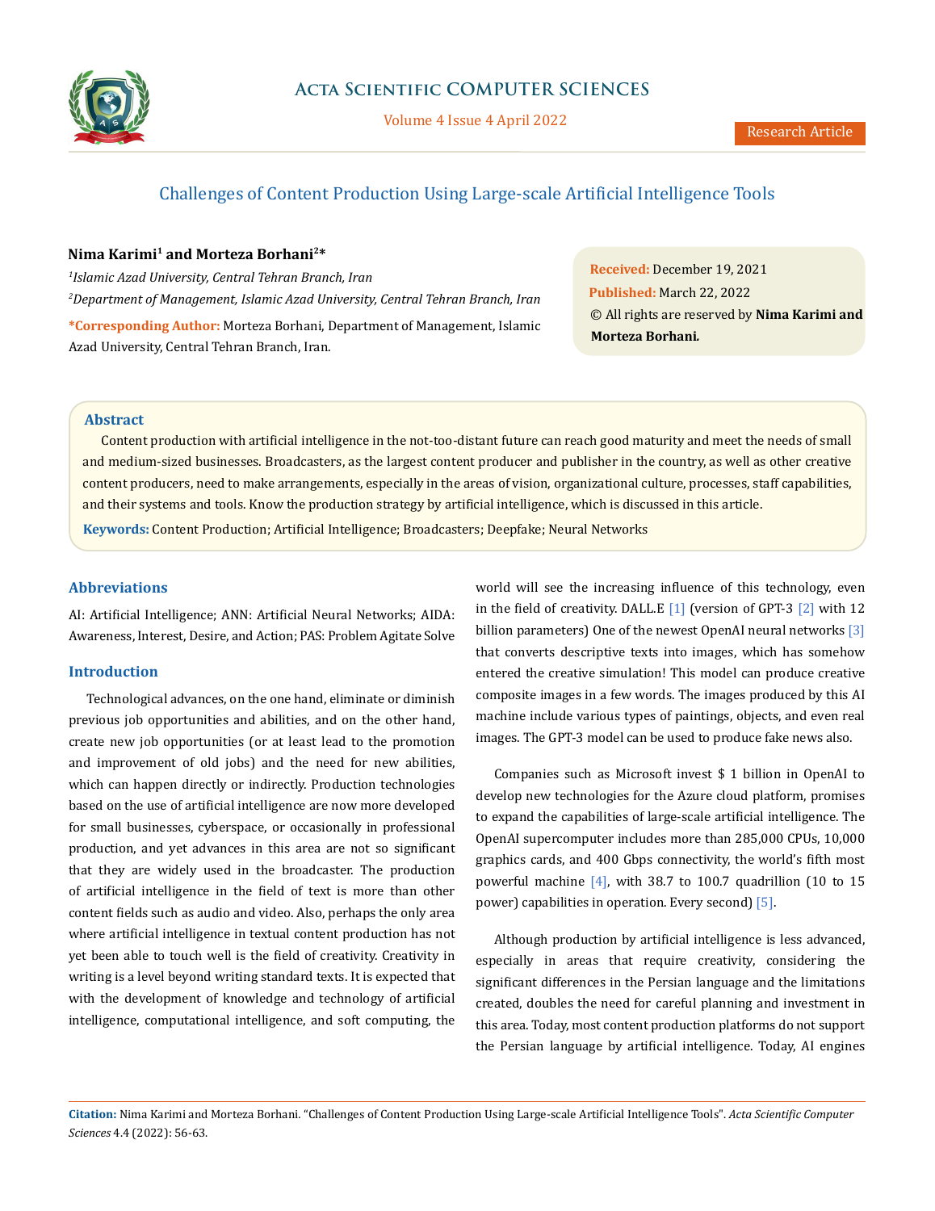# Challenges of Content Production Using Large-scale Artificial Intelligence Tools

**Nima Karimi[1] and Morteza Borhani[2]***

*[1]Islamic Azad University, Central Tehran Branch, Iran*

*[2]Department of Management, Islamic Azad University, Central Tehran Branch, Iran*

***Corresponding Author:** Morteza Borhani, Department of Management, Islamic Azad University, Central Tehran Branch, Iran.

**Received:** December 19, 2021

**Published:** March 22, 2022

© All rights are reserved by **Nima Karimi and Morteza Borhani.**

## Abstract

Content production with artificial intelligence in the not-too-distant future can reach good maturity and meet the needs of small and medium-sized businesses. Broadcasters, as the largest content producer and publisher in the country, as well as other creative content producers, need to make arrangements, especially in the areas of vision, organizational culture, processes, staff capabilities, and their systems and tools. Know the production strategy by artificial intelligence, which is discussed in this article.

**Keywords:** Content Production; Artificial Intelligence; Broadcasters; Deepfake; Neural Networks

## Abbreviations

AI: Artificial Intelligence; ANN: Artificial Neural Networks; AIDA: Awareness, Interest, Desire, and Action; PAS: Problem Agitate Solve

## Introduction

Technological advances, on the one hand, eliminate or diminish previous job opportunities and abilities, and on the other hand, create new job opportunities (or at least lead to the promotion and improvement of old jobs) and the need for new abilities, which can happen directly or indirectly. Production technologies based on the use of artificial intelligence are now more developed for small businesses, cyberspace, or occasionally in professional production, and yet advances in this area are not so significant that they are widely used in the broadcaster. The production of artificial intelligence in the field of text is more than other content fields such as audio and video. Also, perhaps the only area where artificial intelligence in textual content production has not yet been able to touch well is the field of creativity. Creativity in writing is a level beyond writing standard texts. It is expected that with the development of knowledge and technology of artificial intelligence, computational intelligence, and soft computing, the world will see the increasing influence of this technology, even in the field of creativity. DALL.E [1] (version of GPT-3 [2] with 12 billion parameters) One of the newest OpenAI neural networks [3] that converts descriptive texts into images, which has somehow entered the creative simulation! This model can produce creative composite images in a few words. The images produced by this AI machine include various types of paintings, objects, and even real images. The GPT-3 model can be used to produce fake news also.

Companies such as Microsoft invest $ 1 billion in OpenAI to develop new technologies for the Azure cloud platform, promises to expand the capabilities of large-scale artificial intelligence. The OpenAI supercomputer includes more than 285,000 CPUs, 10,000 graphics cards, and 400 Gbps connectivity, the world's fifth most powerful machine [4], with 38.7 to 100.7 quadrillion (10 to 15 power) capabilities in operation. Every second) [5].

Although production by artificial intelligence is less advanced, especially in areas that require creativity, considering the significant differences in the Persian language and the limitations created, doubles the need for careful planning and investment in this area. Today, most content production platforms do not support the Persian language by artificial intelligence. Today, AI engines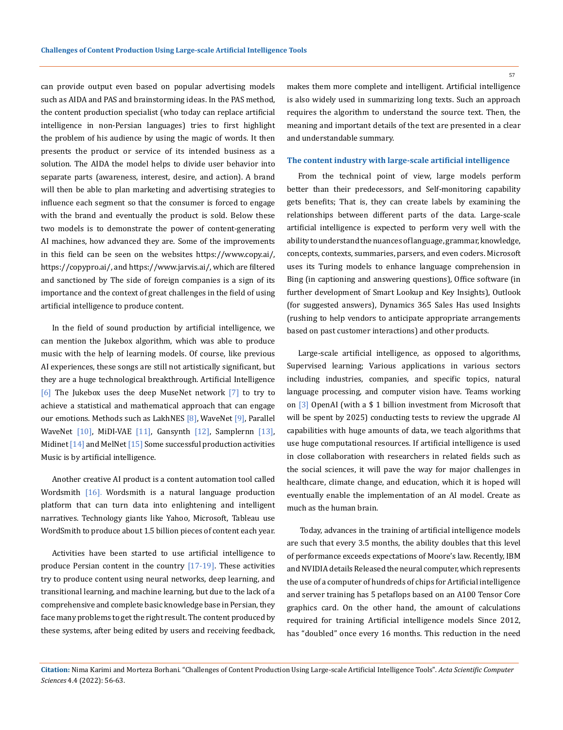can provide output even based on popular advertising models such as AIDA and PAS and brainstorming ideas. In the PAS method, the content production specialist (who today can replace artificial intelligence in non-Persian languages) tries to first highlight the problem of his audience by using the magic of words. It then presents the product or service of its intended business as a solution. The AIDA the model helps to divide user behavior into separate parts (awareness, interest, desire, and action). A brand will then be able to plan marketing and advertising strategies to influence each segment so that the consumer is forced to engage with the brand and eventually the product is sold. Below these two models is to demonstrate the power of content-generating AI machines, how advanced they are. Some of the improvements in this field can be seen on the websites https://www.copy.ai/, https://copypro.ai/, and https://www.jarvis.ai/, which are filtered and sanctioned by The side of foreign companies is a sign of its importance and the context of great challenges in the field of using artificial intelligence to produce content.

In the field of sound production by artificial intelligence, we can mention the Jukebox algorithm, which was able to produce music with the help of learning models. Of course, like previous AI experiences, these songs are still not artistically significant, but they are a huge technological breakthrough. Artificial Intelligence [6] The Jukebox uses the deep MuseNet network [7] to try to achieve a statistical and mathematical approach that can engage our emotions. Methods such as LakhNES [8], WaveNet [9], Parallel WaveNet [10], MiDI-VAE [11], Gansynth [12], Samplernn [13], Midinet [14] and MelNet [15] Some successful production activities Music is by artificial intelligence.

Another creative AI product is a content automation tool called Wordsmith [16]. Wordsmith is a natural language production platform that can turn data into enlightening and intelligent narratives. Technology giants like Yahoo, Microsoft, Tableau use WordSmith to produce about 1.5 billion pieces of content each year.

Activities have been started to use artificial intelligence to produce Persian content in the country [17-19]. These activities try to produce content using neural networks, deep learning, and transitional learning, and machine learning, but due to the lack of a comprehensive and complete basic knowledge base in Persian, they face many problems to get the right result. The content produced by these systems, after being edited by users and receiving feedback, makes them more complete and intelligent. Artificial intelligence is also widely used in summarizing long texts. Such an approach requires the algorithm to understand the source text. Then, the meaning and important details of the text are presented in a clear and understandable summary.

## The content industry with large-scale artificial intelligence

From the technical point of view, large models perform better than their predecessors, and Self-monitoring capability gets benefits; That is, they can create labels by examining the relationships between different parts of the data. Large-scale artificial intelligence is expected to perform very well with the ability to understand the nuances of language, grammar, knowledge, concepts, contexts, summaries, parsers, and even coders. Microsoft uses its Turing models to enhance language comprehension in Bing (in captioning and answering questions), Office software (in further development of Smart Lookup and Key Insights), Outlook (for suggested answers), Dynamics 365 Sales Has used Insights (rushing to help vendors to anticipate appropriate arrangements based on past customer interactions) and other products.

Large-scale artificial intelligence, as opposed to algorithms, Supervised learning; Various applications in various sectors including industries, companies, and specific topics, natural language processing, and computer vision have. Teams working on [3] OpenAI (with a $ 1 billion investment from Microsoft that will be spent by 2025) conducting tests to review the upgrade AI capabilities with huge amounts of data, we teach algorithms that use huge computational resources. If artificial intelligence is used in close collaboration with researchers in related fields such as the social sciences, it will pave the way for major challenges in healthcare, climate change, and education, which it is hoped will eventually enable the implementation of an AI model. Create as much as the human brain.

Today, advances in the training of artificial intelligence models are such that every 3.5 months, the ability doubles that this level of performance exceeds expectations of Moore's law. Recently, IBM and NVIDIA details Released the neural computer, which represents the use of a computer of hundreds of chips for Artificial intelligence and server training has 5 petaflops based on an A100 Tensor Core graphics card. On the other hand, the amount of calculations required for training Artificial intelligence models Since 2012, has "doubled" once every 16 months. This reduction in the need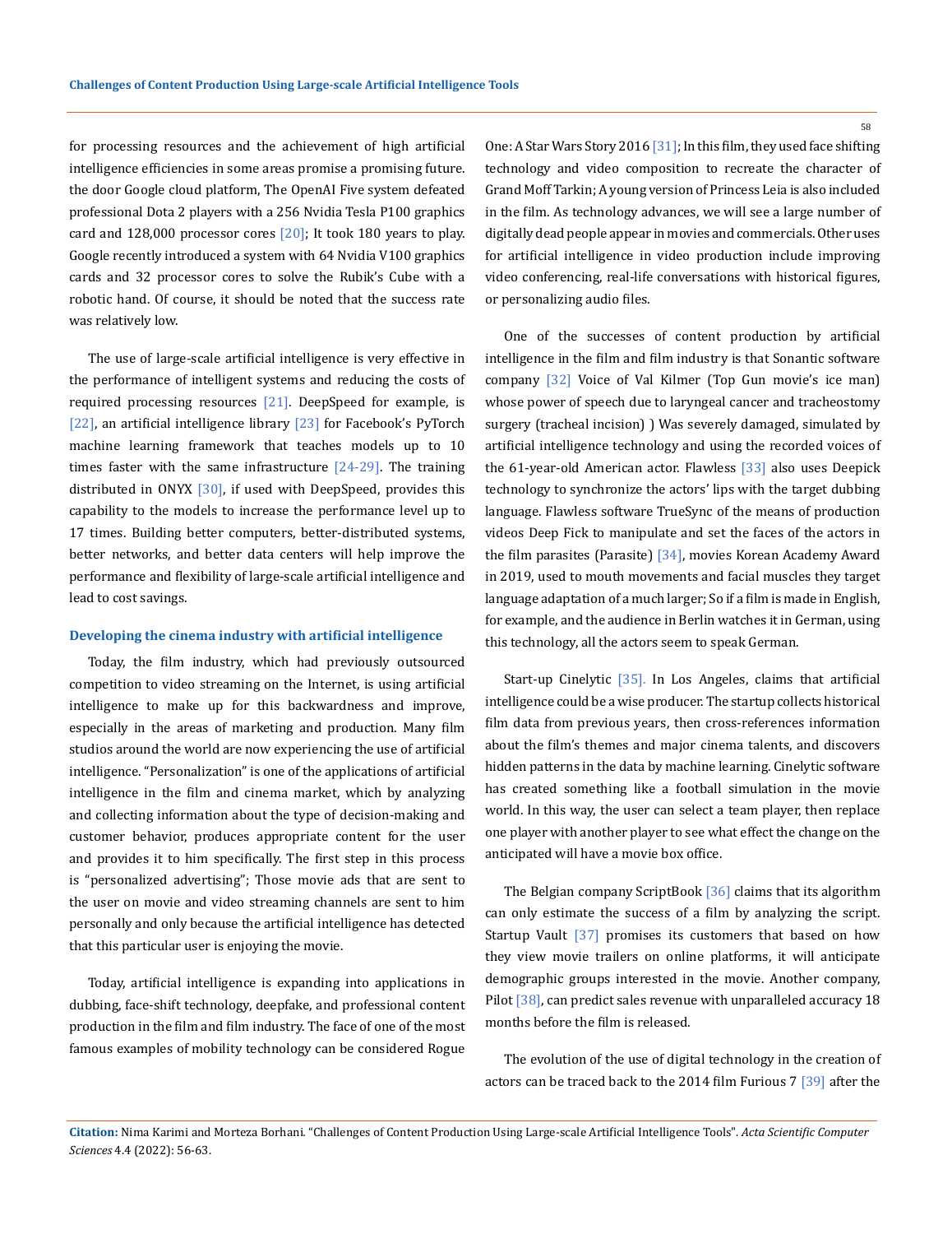for processing resources and the achievement of high artificial intelligence efficiencies in some areas promise a promising future. the door Google cloud platform, The OpenAI Five system defeated professional Dota 2 players with a 256 Nvidia Tesla P100 graphics card and 128,000 processor cores [20]; It took 180 years to play. Google recently introduced a system with 64 Nvidia V100 graphics cards and 32 processor cores to solve the Rubik's Cube with a robotic hand. Of course, it should be noted that the success rate was relatively low.

The use of large-scale artificial intelligence is very effective in the performance of intelligent systems and reducing the costs of required processing resources [21]. DeepSpeed for example, is [22], an artificial intelligence library [23] for Facebook's PyTorch machine learning framework that teaches models up to 10 times faster with the same infrastructure [24-29]. The training distributed in ONYX [30], if used with DeepSpeed, provides this capability to the models to increase the performance level up to 17 times. Building better computers, better-distributed systems, better networks, and better data centers will help improve the performance and flexibility of large-scale artificial intelligence and lead to cost savings.

### Developing the cinema industry with artificial intelligence

Today, the film industry, which had previously outsourced competition to video streaming on the Internet, is using artificial intelligence to make up for this backwardness and improve, especially in the areas of marketing and production. Many film studios around the world are now experiencing the use of artificial intelligence. "Personalization" is one of the applications of artificial intelligence in the film and cinema market, which by analyzing and collecting information about the type of decision-making and customer behavior, produces appropriate content for the user and provides it to him specifically. The first step in this process is "personalized advertising"; Those movie ads that are sent to the user on movie and video streaming channels are sent to him personally and only because the artificial intelligence has detected that this particular user is enjoying the movie.

Today, artificial intelligence is expanding into applications in dubbing, face-shift technology, deepfake, and professional content production in the film and film industry. The face of one of the most famous examples of mobility technology can be considered Rogue One: A Star Wars Story 2016 [31]; In this film, they used face shifting technology and video composition to recreate the character of Grand Moff Tarkin; A young version of Princess Leia is also included in the film. As technology advances, we will see a large number of digitally dead people appear in movies and commercials. Other uses for artificial intelligence in video production include improving video conferencing, real-life conversations with historical figures, or personalizing audio files.

One of the successes of content production by artificial intelligence in the film and film industry is that Sonantic software company [32] Voice of Val Kilmer (Top Gun movie's ice man) whose power of speech due to laryngeal cancer and tracheostomy surgery (tracheal incision) ) Was severely damaged, simulated by artificial intelligence technology and using the recorded voices of the 61-year-old American actor. Flawless [33] also uses Deepick technology to synchronize the actors' lips with the target dubbing language. Flawless software TrueSync of the means of production videos Deep Fick to manipulate and set the faces of the actors in the film parasites (Parasite) [34], movies Korean Academy Award in 2019, used to mouth movements and facial muscles they target language adaptation of a much larger; So if a film is made in English, for example, and the audience in Berlin watches it in German, using this technology, all the actors seem to speak German.

Start-up Cinelytic [35]. In Los Angeles, claims that artificial intelligence could be a wise producer. The startup collects historical film data from previous years, then cross-references information about the film's themes and major cinema talents, and discovers hidden patterns in the data by machine learning. Cinelytic software has created something like a football simulation in the movie world. In this way, the user can select a team player, then replace one player with another player to see what effect the change on the anticipated will have a movie box office.

The Belgian company ScriptBook [36] claims that its algorithm can only estimate the success of a film by analyzing the script. Startup Vault [37] promises its customers that based on how they view movie trailers on online platforms, it will anticipate demographic groups interested in the movie. Another company, Pilot [38], can predict sales revenue with unparalleled accuracy 18 months before the film is released.

The evolution of the use of digital technology in the creation of actors can be traced back to the 2014 film Furious 7 [39] after the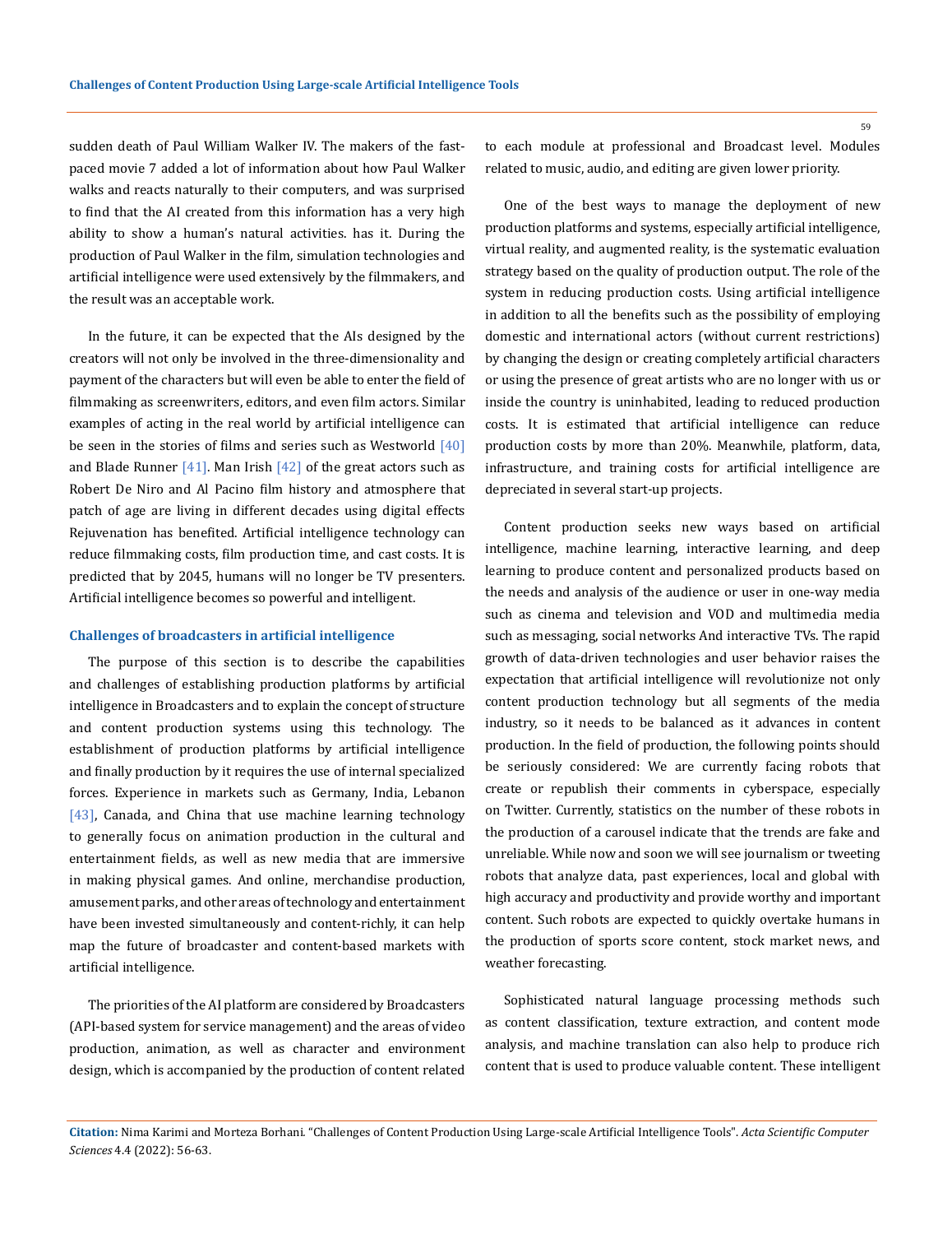sudden death of Paul William Walker IV. The makers of the fast-paced movie 7 added a lot of information about how Paul Walker walks and reacts naturally to their computers, and was surprised to find that the AI created from this information has a very high ability to show a human's natural activities. has it. During the production of Paul Walker in the film, simulation technologies and artificial intelligence were used extensively by the filmmakers, and the result was an acceptable work.

In the future, it can be expected that the AIs designed by the creators will not only be involved in the three-dimensionality and payment of the characters but will even be able to enter the field of filmmaking as screenwriters, editors, and even film actors. Similar examples of acting in the real world by artificial intelligence can be seen in the stories of films and series such as Westworld [40] and Blade Runner [41]. Man Irish [42] of the great actors such as Robert De Niro and Al Pacino film history and atmosphere that patch of age are living in different decades using digital effects Rejuvenation has benefited. Artificial intelligence technology can reduce filmmaking costs, film production time, and cast costs. It is predicted that by 2045, humans will no longer be TV presenters. Artificial intelligence becomes so powerful and intelligent.

### Challenges of broadcasters in artificial intelligence

The purpose of this section is to describe the capabilities and challenges of establishing production platforms by artificial intelligence in Broadcasters and to explain the concept of structure and content production systems using this technology. The establishment of production platforms by artificial intelligence and finally production by it requires the use of internal specialized forces. Experience in markets such as Germany, India, Lebanon [43], Canada, and China that use machine learning technology to generally focus on animation production in the cultural and entertainment fields, as well as new media that are immersive in making physical games. And online, merchandise production, amusement parks, and other areas of technology and entertainment have been invested simultaneously and content-richly, it can help map the future of broadcaster and content-based markets with artificial intelligence.

The priorities of the AI platform are considered by Broadcasters (API-based system for service management) and the areas of video production, animation, as well as character and environment design, which is accompanied by the production of content related to each module at professional and Broadcast level. Modules related to music, audio, and editing are given lower priority.

One of the best ways to manage the deployment of new production platforms and systems, especially artificial intelligence, virtual reality, and augmented reality, is the systematic evaluation strategy based on the quality of production output. The role of the system in reducing production costs. Using artificial intelligence in addition to all the benefits such as the possibility of employing domestic and international actors (without current restrictions) by changing the design or creating completely artificial characters or using the presence of great artists who are no longer with us or inside the country is uninhabited, leading to reduced production costs. It is estimated that artificial intelligence can reduce production costs by more than 20%. Meanwhile, platform, data, infrastructure, and training costs for artificial intelligence are depreciated in several start-up projects.

Content production seeks new ways based on artificial intelligence, machine learning, interactive learning, and deep learning to produce content and personalized products based on the needs and analysis of the audience or user in one-way media such as cinema and television and VOD and multimedia media such as messaging, social networks And interactive TVs. The rapid growth of data-driven technologies and user behavior raises the expectation that artificial intelligence will revolutionize not only content production technology but all segments of the media industry, so it needs to be balanced as it advances in content production. In the field of production, the following points should be seriously considered: We are currently facing robots that create or republish their comments in cyberspace, especially on Twitter. Currently, statistics on the number of these robots in the production of a carousel indicate that the trends are fake and unreliable. While now and soon we will see journalism or tweeting robots that analyze data, past experiences, local and global with high accuracy and productivity and provide worthy and important content. Such robots are expected to quickly overtake humans in the production of sports score content, stock market news, and weather forecasting.

Sophisticated natural language processing methods such as content classification, texture extraction, and content mode analysis, and machine translation can also help to produce rich content that is used to produce valuable content. These intelligent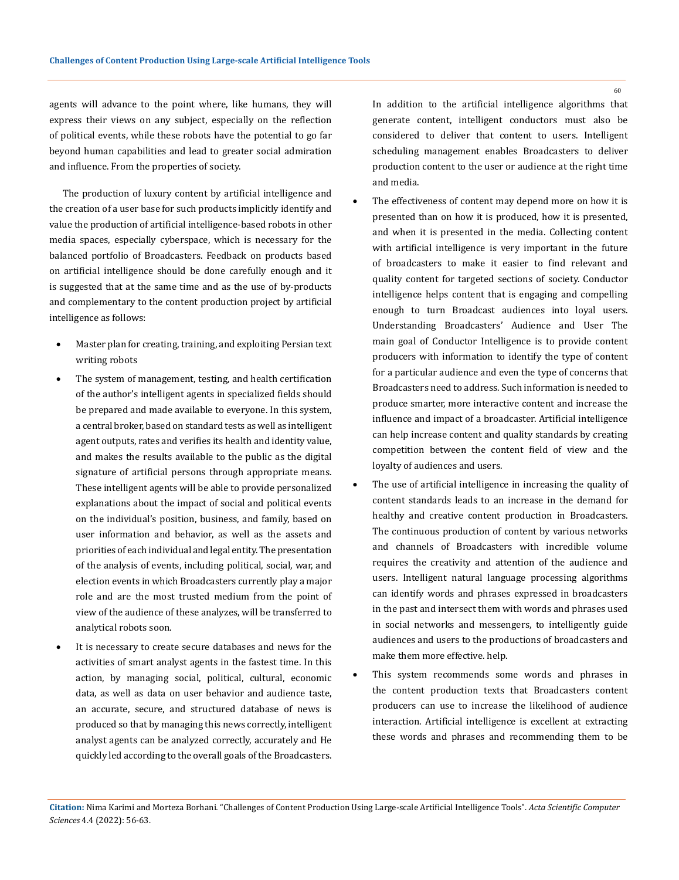agents will advance to the point where, like humans, they will express their views on any subject, especially on the reflection of political events, while these robots have the potential to go far beyond human capabilities and lead to greater social admiration and influence. From the properties of society.

The production of luxury content by artificial intelligence and the creation of a user base for such products implicitly identify and value the production of artificial intelligence-based robots in other media spaces, especially cyberspace, which is necessary for the balanced portfolio of Broadcasters. Feedback on products based on artificial intelligence should be done carefully enough and it is suggested that at the same time and as the use of by-products and complementary to the content production project by artificial intelligence as follows:

- Master plan for creating, training, and exploiting Persian text writing robots
- The system of management, testing, and health certification of the author's intelligent agents in specialized fields should be prepared and made available to everyone. In this system, a central broker, based on standard tests as well as intelligent agent outputs, rates and verifies its health and identity value, and makes the results available to the public as the digital signature of artificial persons through appropriate means. These intelligent agents will be able to provide personalized explanations about the impact of social and political events on the individual's position, business, and family, based on user information and behavior, as well as the assets and priorities of each individual and legal entity. The presentation of the analysis of events, including political, social, war, and election events in which Broadcasters currently play a major role and are the most trusted medium from the point of view of the audience of these analyzes, will be transferred to analytical robots soon.
- It is necessary to create secure databases and news for the activities of smart analyst agents in the fastest time. In this action, by managing social, political, cultural, economic data, as well as data on user behavior and audience taste, an accurate, secure, and structured database of news is produced so that by managing this news correctly, intelligent analyst agents can be analyzed correctly, accurately and He quickly led according to the overall goals of the Broadcasters.

  In addition to the artificial intelligence algorithms that generate content, intelligent conductors must also be considered to deliver that content to users. Intelligent scheduling management enables Broadcasters to deliver production content to the user or audience at the right time and media.
- The effectiveness of content may depend more on how it is presented than on how it is produced, how it is presented, and when it is presented in the media. Collecting content with artificial intelligence is very important in the future of broadcasters to make it easier to find relevant and quality content for targeted sections of society. Conductor intelligence helps content that is engaging and compelling enough to turn Broadcast audiences into loyal users. Understanding Broadcasters' Audience and User The main goal of Conductor Intelligence is to provide content producers with information to identify the type of content for a particular audience and even the type of concerns that Broadcasters need to address. Such information is needed to produce smarter, more interactive content and increase the influence and impact of a broadcaster. Artificial intelligence can help increase content and quality standards by creating competition between the content field of view and the loyalty of audiences and users.
- The use of artificial intelligence in increasing the quality of content standards leads to an increase in the demand for healthy and creative content production in Broadcasters. The continuous production of content by various networks and channels of Broadcasters with incredible volume requires the creativity and attention of the audience and users. Intelligent natural language processing algorithms can identify words and phrases expressed in broadcasters in the past and intersect them with words and phrases used in social networks and messengers, to intelligently guide audiences and users to the productions of broadcasters and make them more effective. help.
- This system recommends some words and phrases in the content production texts that Broadcasters content producers can use to increase the likelihood of audience interaction. Artificial intelligence is excellent at extracting these words and phrases and recommending them to be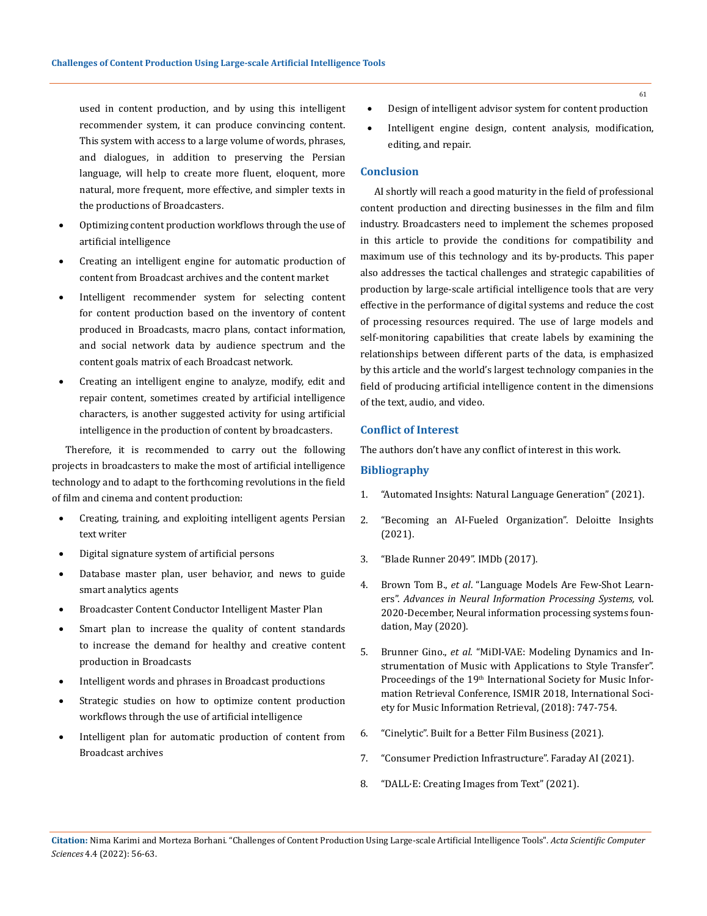used in content production, and by using this intelligent recommender system, it can produce convincing content. This system with access to a large volume of words, phrases, and dialogues, in addition to preserving the Persian language, will help to create more fluent, eloquent, more natural, more frequent, more effective, and simpler texts in the productions of Broadcasters.

- Optimizing content production workflows through the use of artificial intelligence
- Creating an intelligent engine for automatic production of content from Broadcast archives and the content market
- Intelligent recommender system for selecting content for content production based on the inventory of content produced in Broadcasts, macro plans, contact information, and social network data by audience spectrum and the content goals matrix of each Broadcast network.
- Creating an intelligent engine to analyze, modify, edit and repair content, sometimes created by artificial intelligence characters, is another suggested activity for using artificial intelligence in the production of content by broadcasters.

Therefore, it is recommended to carry out the following projects in broadcasters to make the most of artificial intelligence technology and to adapt to the forthcoming revolutions in the field of film and cinema and content production:

- Creating, training, and exploiting intelligent agents Persian text writer
- Digital signature system of artificial persons
- Database master plan, user behavior, and news to guide smart analytics agents
- Broadcaster Content Conductor Intelligent Master Plan
- Smart plan to increase the quality of content standards to increase the demand for healthy and creative content production in Broadcasts
- Intelligent words and phrases in Broadcast productions
- Strategic studies on how to optimize content production workflows through the use of artificial intelligence
- Intelligent plan for automatic production of content from Broadcast archives
- Design of intelligent advisor system for content production
- Intelligent engine design, content analysis, modification, editing, and repair.

## Conclusion

AI shortly will reach a good maturity in the field of professional content production and directing businesses in the film and film industry. Broadcasters need to implement the schemes proposed in this article to provide the conditions for compatibility and maximum use of this technology and its by-products. This paper also addresses the tactical challenges and strategic capabilities of production by large-scale artificial intelligence tools that are very effective in the performance of digital systems and reduce the cost of processing resources required. The use of large models and self-monitoring capabilities that create labels by examining the relationships between different parts of the data, is emphasized by this article and the world's largest technology companies in the field of producing artificial intelligence content in the dimensions of the text, audio, and video.

## Conflict of Interest

The authors don't have any conflict of interest in this work.

## Bibliography

1. "Automated Insights: Natural Language Generation" (2021).
2. "Becoming an AI-Fueled Organization". Deloitte Insights (2021).
3. "Blade Runner 2049". IMDb (2017).
4. Brown Tom B., *et al*. "Language Models Are Few-Shot Learners". *Advances in Neural Information Processing Systems,* vol. 2020-December, Neural information processing systems foundation, May (2020).
5. Brunner Gino., *et al*. "MiDI-VAE: Modeling Dynamics and Instrumentation of Music with Applications to Style Transfer". Proceedings of the 19th International Society for Music Information Retrieval Conference, ISMIR 2018, International Society for Music Information Retrieval, (2018): 747-754.
6. "Cinelytic". Built for a Better Film Business (2021).
7. "Consumer Prediction Infrastructure". Faraday AI (2021).
8. "DALL·E: Creating Images from Text" (2021).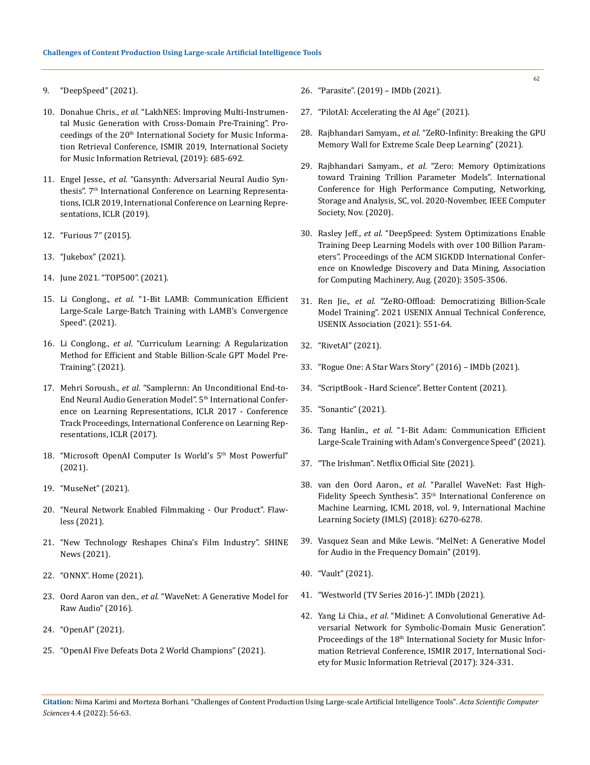9. "DeepSpeed" (2021).

10. Donahue Chris., *et al*. "LakhNES: Improving Multi-Instrumental Music Generation with Cross-Domain Pre-Training". Proceedings of the 20th International Society for Music Information Retrieval Conference, ISMIR 2019, International Society for Music Information Retrieval, (2019): 685-692.

11. Engel Jesse., *et al*. "Gansynth: Adversarial Neural Audio Synthesis". 7th International Conference on Learning Representations, ICLR 2019, International Conference on Learning Representations, ICLR (2019).

12. "Furious 7" (2015).

13. "Jukebox" (2021).

14. June 2021. "TOP500". (2021).

15. Li Conglong., *et al*. "1-Bit LAMB: Communication Efficient Large-Scale Large-Batch Training with LAMB's Convergence Speed". (2021).

16. Li Conglong., *et al*. "Curriculum Learning: A Regularization Method for Efficient and Stable Billion-Scale GPT Model Pre-Training". (2021).

17. Mehri Soroush., *et al*. "Samplernn: An Unconditional End-to-End Neural Audio Generation Model". 5th International Conference on Learning Representations, ICLR 2017 - Conference Track Proceedings, International Conference on Learning Representations, ICLR (2017).

18. "Microsoft OpenAI Computer Is World's 5th Most Powerful" (2021).

19. "MuseNet" (2021).

20. "Neural Network Enabled Filmmaking - Our Product". Flawless (2021).

21. "New Technology Reshapes China's Film Industry". SHINE News (2021).

22. "ONNX". Home (2021).

23. Oord Aaron van den., *et al*. "WaveNet: A Generative Model for Raw Audio" (2016).

24. "OpenAI" (2021).

25. "OpenAI Five Defeats Dota 2 World Champions" (2021).

26. "Parasite". (2019) – IMDb (2021).

27. "PilotAI: Accelerating the AI Age" (2021).

28. Rajbhandari Samyam., *et al*. "ZeRO-Infinity: Breaking the GPU Memory Wall for Extreme Scale Deep Learning" (2021).

29. Rajbhandari Samyam., *et al*. "Zero: Memory Optimizations toward Training Trillion Parameter Models". International Conference for High Performance Computing, Networking, Storage and Analysis, SC, vol. 2020-November, IEEE Computer Society, Nov. (2020).

30. Rasley Jeff., *et al*. "DeepSpeed: System Optimizations Enable Training Deep Learning Models with over 100 Billion Parameters". Proceedings of the ACM SIGKDD International Conference on Knowledge Discovery and Data Mining, Association for Computing Machinery, Aug. (2020): 3505-3506.

31. Ren Jie., *et al*. "ZeRO-Offload: Democratizing Billion-Scale Model Training". 2021 USENIX Annual Technical Conference, USENIX Association (2021): 551-64.

32. "RivetAI" (2021).

33. "Rogue One: A Star Wars Story" (2016) – IMDb (2021).

34. "ScriptBook - Hard Science". Better Content (2021).

35. "Sonantic" (2021).

36. Tang Hanlin., *et al*. "1-Bit Adam: Communication Efficient Large-Scale Training with Adam's Convergence Speed" (2021).

37. "The Irishman". Netflix Official Site (2021).

38. van den Oord Aaron., *et al*. "Parallel WaveNet: Fast High-Fidelity Speech Synthesis". 35th International Conference on Machine Learning, ICML 2018, vol. 9, International Machine Learning Society (IMLS) (2018): 6270-6278.

39. Vasquez Sean and Mike Lewis. "MelNet: A Generative Model for Audio in the Frequency Domain" (2019).

40. "Vault" (2021).

41. "Westworld (TV Series 2016-)". IMDb (2021).

42. Yang Li Chia., *et al*. "Midinet: A Convolutional Generative Adversarial Network for Symbolic-Domain Music Generation". Proceedings of the 18th International Society for Music Information Retrieval Conference, ISMIR 2017, International Society for Music Information Retrieval (2017): 324-331.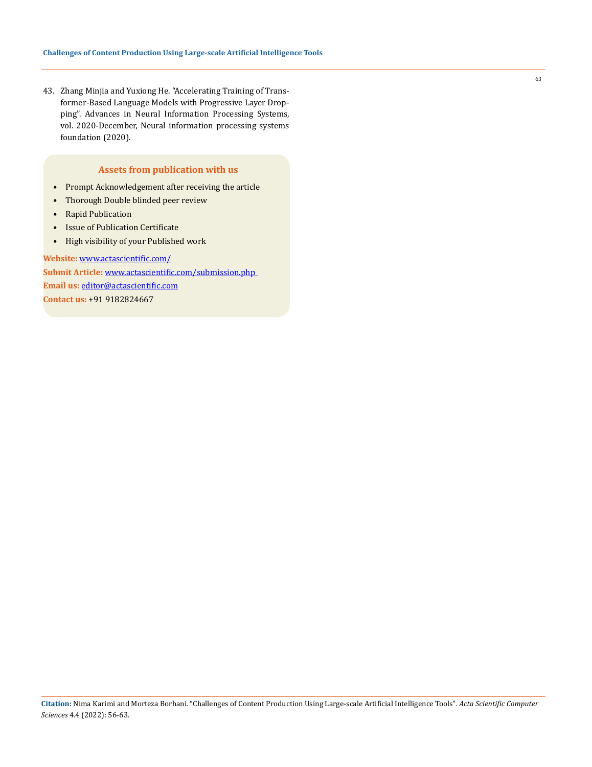43. Zhang Minjia and Yuxiong He. "Accelerating Training of Transformer-Based Language Models with Progressive Layer Dropping". Advances in Neural Information Processing Systems, vol. 2020-December, Neural information processing systems foundation (2020).

### Assets from publication with us

- Prompt Acknowledgement after receiving the article
- Thorough Double blinded peer review
- Rapid Publication
- Issue of Publication Certificate
- High visibility of your Published work

**Website:** www.actascientific.com/

**Submit Article:** www.actascientific.com/submission.php

**Email us:** editor@actascientific.com

**Contact us:** +91 9182824667